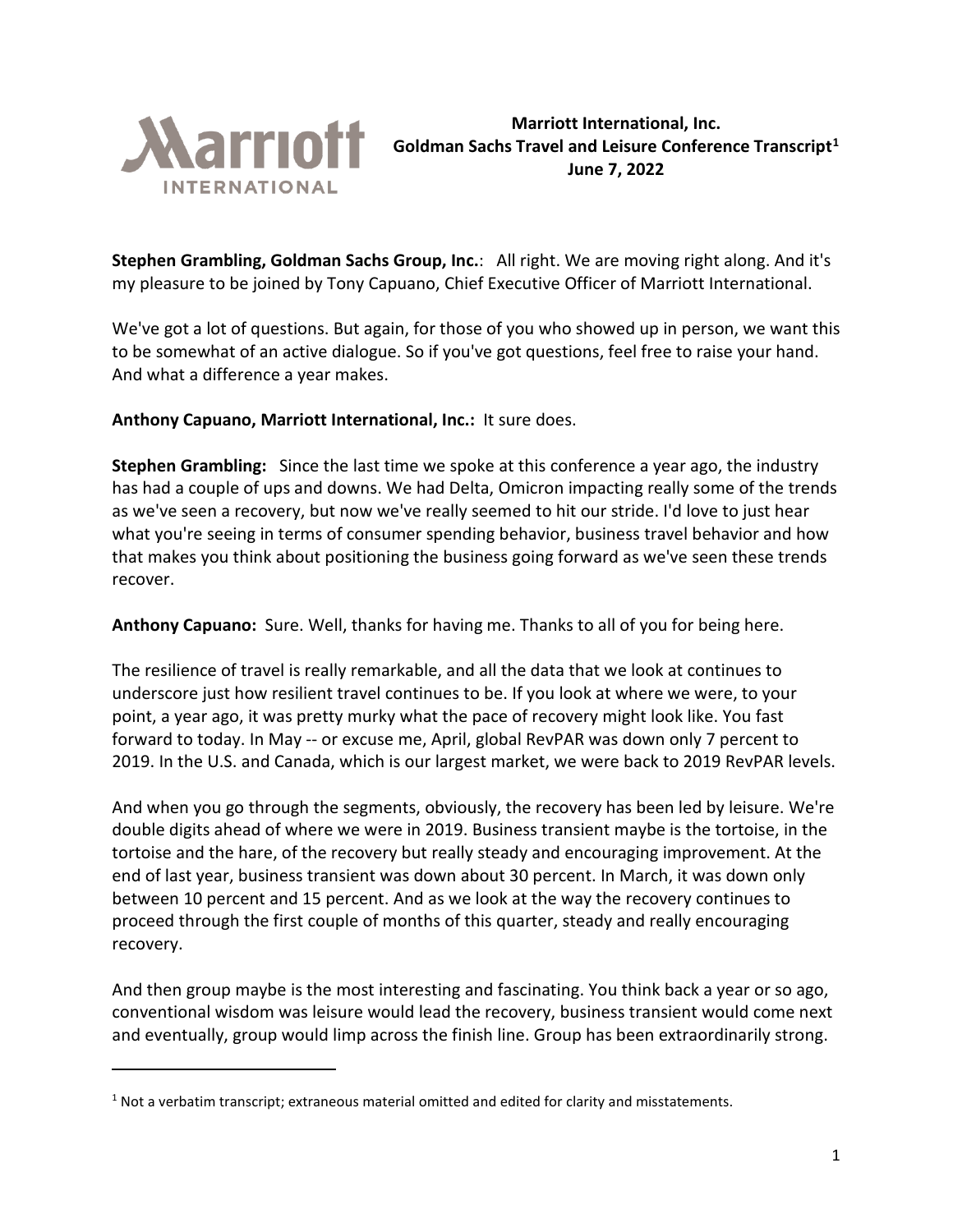**Marriott International, Inc.**
**Goldman Sachs Travel and Leisure Conference Transcript[1]**
**June 7, 2022**

**Stephen Grambling, Goldman Sachs Group, Inc.**: All right. We are moving right along. And it's my pleasure to be joined by Tony Capuano, Chief Executive Officer of Marriott International.

We've got a lot of questions. But again, for those of you who showed up in person, we want this to be somewhat of an active dialogue. So if you've got questions, feel free to raise your hand. And what a difference a year makes.

**Anthony Capuano, Marriott International, Inc.:** It sure does.

**Stephen Grambling:** Since the last time we spoke at this conference a year ago, the industry has had a couple of ups and downs. We had Delta, Omicron impacting really some of the trends as we've seen a recovery, but now we've really seemed to hit our stride. I'd love to just hear what you're seeing in terms of consumer spending behavior, business travel behavior and how that makes you think about positioning the business going forward as we've seen these trends recover.

**Anthony Capuano:** Sure. Well, thanks for having me. Thanks to all of you for being here.

The resilience of travel is really remarkable, and all the data that we look at continues to underscore just how resilient travel continues to be. If you look at where we were, to your point, a year ago, it was pretty murky what the pace of recovery might look like. You fast forward to today. In May -- or excuse me, April, global RevPAR was down only 7 percent to 2019. In the U.S. and Canada, which is our largest market, we were back to 2019 RevPAR levels.

And when you go through the segments, obviously, the recovery has been led by leisure. We're double digits ahead of where we were in 2019. Business transient maybe is the tortoise, in the tortoise and the hare, of the recovery but really steady and encouraging improvement. At the end of last year, business transient was down about 30 percent. In March, it was down only between 10 percent and 15 percent. And as we look at the way the recovery continues to proceed through the first couple of months of this quarter, steady and really encouraging recovery.

And then group maybe is the most interesting and fascinating. You think back a year or so ago, conventional wisdom was leisure would lead the recovery, business transient would come next and eventually, group would limp across the finish line. Group has been extraordinarily strong.

[1] Not a verbatim transcript; extraneous material omitted and edited for clarity and misstatements.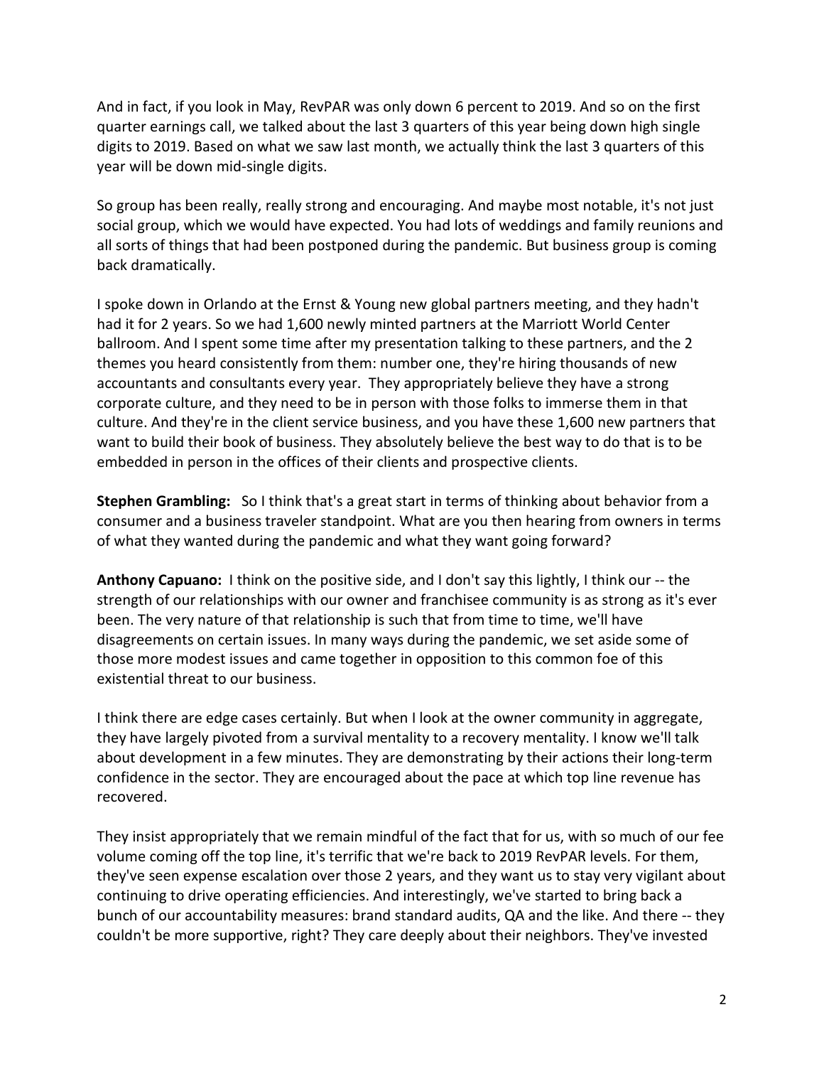And in fact, if you look in May, RevPAR was only down 6 percent to 2019. And so on the first quarter earnings call, we talked about the last 3 quarters of this year being down high single digits to 2019. Based on what we saw last month, we actually think the last 3 quarters of this year will be down mid-single digits.

So group has been really, really strong and encouraging. And maybe most notable, it's not just social group, which we would have expected. You had lots of weddings and family reunions and all sorts of things that had been postponed during the pandemic. But business group is coming back dramatically.

I spoke down in Orlando at the Ernst & Young new global partners meeting, and they hadn't had it for 2 years. So we had 1,600 newly minted partners at the Marriott World Center ballroom. And I spent some time after my presentation talking to these partners, and the 2 themes you heard consistently from them: number one, they're hiring thousands of new accountants and consultants every year. They appropriately believe they have a strong corporate culture, and they need to be in person with those folks to immerse them in that culture. And they're in the client service business, and you have these 1,600 new partners that want to build their book of business. They absolutely believe the best way to do that is to be embedded in person in the offices of their clients and prospective clients.

**Stephen Grambling:** So I think that's a great start in terms of thinking about behavior from a consumer and a business traveler standpoint. What are you then hearing from owners in terms of what they wanted during the pandemic and what they want going forward?

**Anthony Capuano:** I think on the positive side, and I don't say this lightly, I think our -- the strength of our relationships with our owner and franchisee community is as strong as it's ever been. The very nature of that relationship is such that from time to time, we'll have disagreements on certain issues. In many ways during the pandemic, we set aside some of those more modest issues and came together in opposition to this common foe of this existential threat to our business.

I think there are edge cases certainly. But when I look at the owner community in aggregate, they have largely pivoted from a survival mentality to a recovery mentality. I know we'll talk about development in a few minutes. They are demonstrating by their actions their long-term confidence in the sector. They are encouraged about the pace at which top line revenue has recovered.

They insist appropriately that we remain mindful of the fact that for us, with so much of our fee volume coming off the top line, it's terrific that we're back to 2019 RevPAR levels. For them, they've seen expense escalation over those 2 years, and they want us to stay very vigilant about continuing to drive operating efficiencies. And interestingly, we've started to bring back a bunch of our accountability measures: brand standard audits, QA and the like. And there -- they couldn't be more supportive, right? They care deeply about their neighbors. They've invested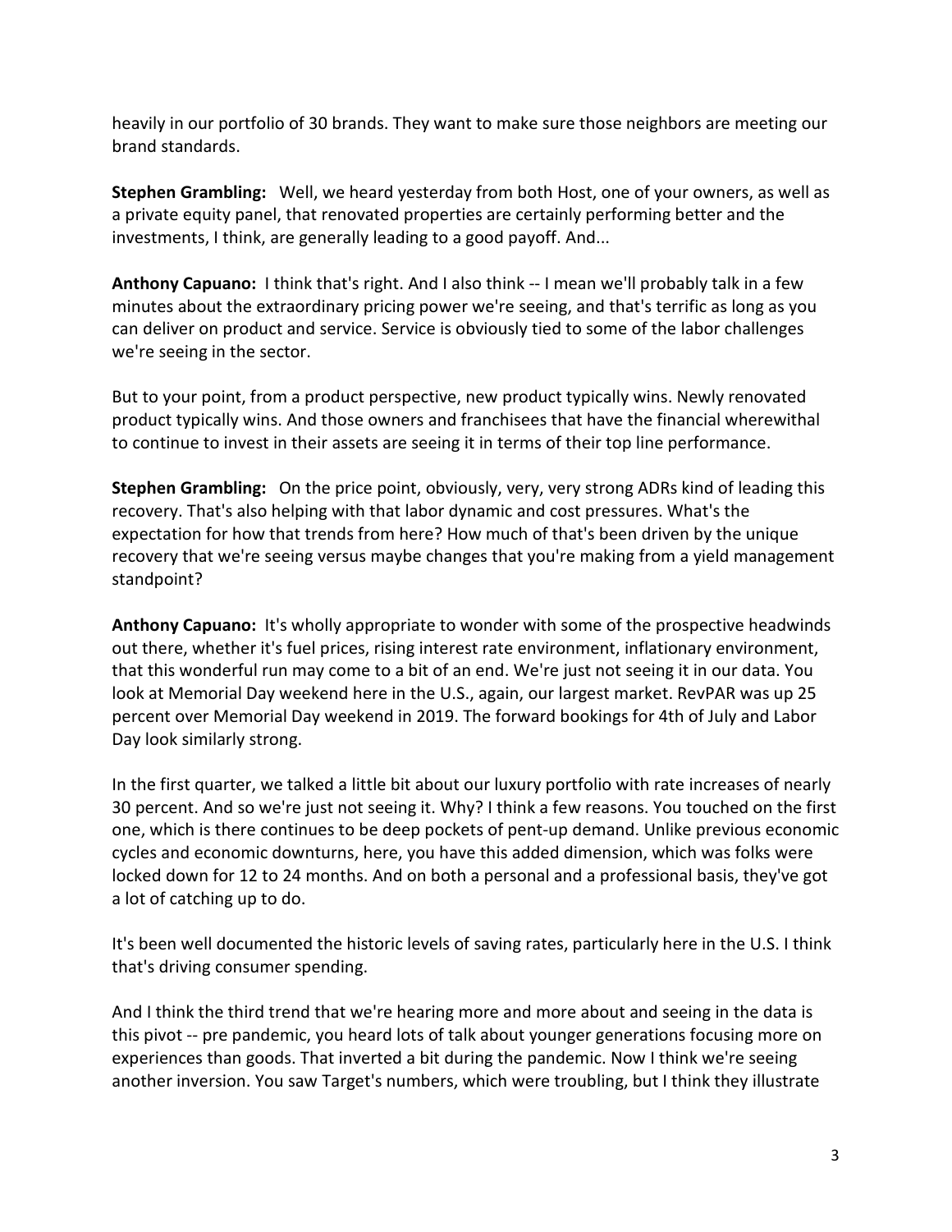heavily in our portfolio of 30 brands. They want to make sure those neighbors are meeting our brand standards.

**Stephen Grambling:** Well, we heard yesterday from both Host, one of your owners, as well as a private equity panel, that renovated properties are certainly performing better and the investments, I think, are generally leading to a good payoff. And...

**Anthony Capuano:** I think that's right. And I also think -- I mean we'll probably talk in a few minutes about the extraordinary pricing power we're seeing, and that's terrific as long as you can deliver on product and service. Service is obviously tied to some of the labor challenges we're seeing in the sector.

But to your point, from a product perspective, new product typically wins. Newly renovated product typically wins. And those owners and franchisees that have the financial wherewithal to continue to invest in their assets are seeing it in terms of their top line performance.

**Stephen Grambling:** On the price point, obviously, very, very strong ADRs kind of leading this recovery. That's also helping with that labor dynamic and cost pressures. What's the expectation for how that trends from here? How much of that's been driven by the unique recovery that we're seeing versus maybe changes that you're making from a yield management standpoint?

**Anthony Capuano:** It's wholly appropriate to wonder with some of the prospective headwinds out there, whether it's fuel prices, rising interest rate environment, inflationary environment, that this wonderful run may come to a bit of an end. We're just not seeing it in our data. You look at Memorial Day weekend here in the U.S., again, our largest market. RevPAR was up 25 percent over Memorial Day weekend in 2019. The forward bookings for 4th of July and Labor Day look similarly strong.

In the first quarter, we talked a little bit about our luxury portfolio with rate increases of nearly 30 percent. And so we're just not seeing it. Why? I think a few reasons. You touched on the first one, which is there continues to be deep pockets of pent-up demand. Unlike previous economic cycles and economic downturns, here, you have this added dimension, which was folks were locked down for 12 to 24 months. And on both a personal and a professional basis, they've got a lot of catching up to do.

It's been well documented the historic levels of saving rates, particularly here in the U.S. I think that's driving consumer spending.

And I think the third trend that we're hearing more and more about and seeing in the data is this pivot -- pre pandemic, you heard lots of talk about younger generations focusing more on experiences than goods. That inverted a bit during the pandemic. Now I think we're seeing another inversion. You saw Target's numbers, which were troubling, but I think they illustrate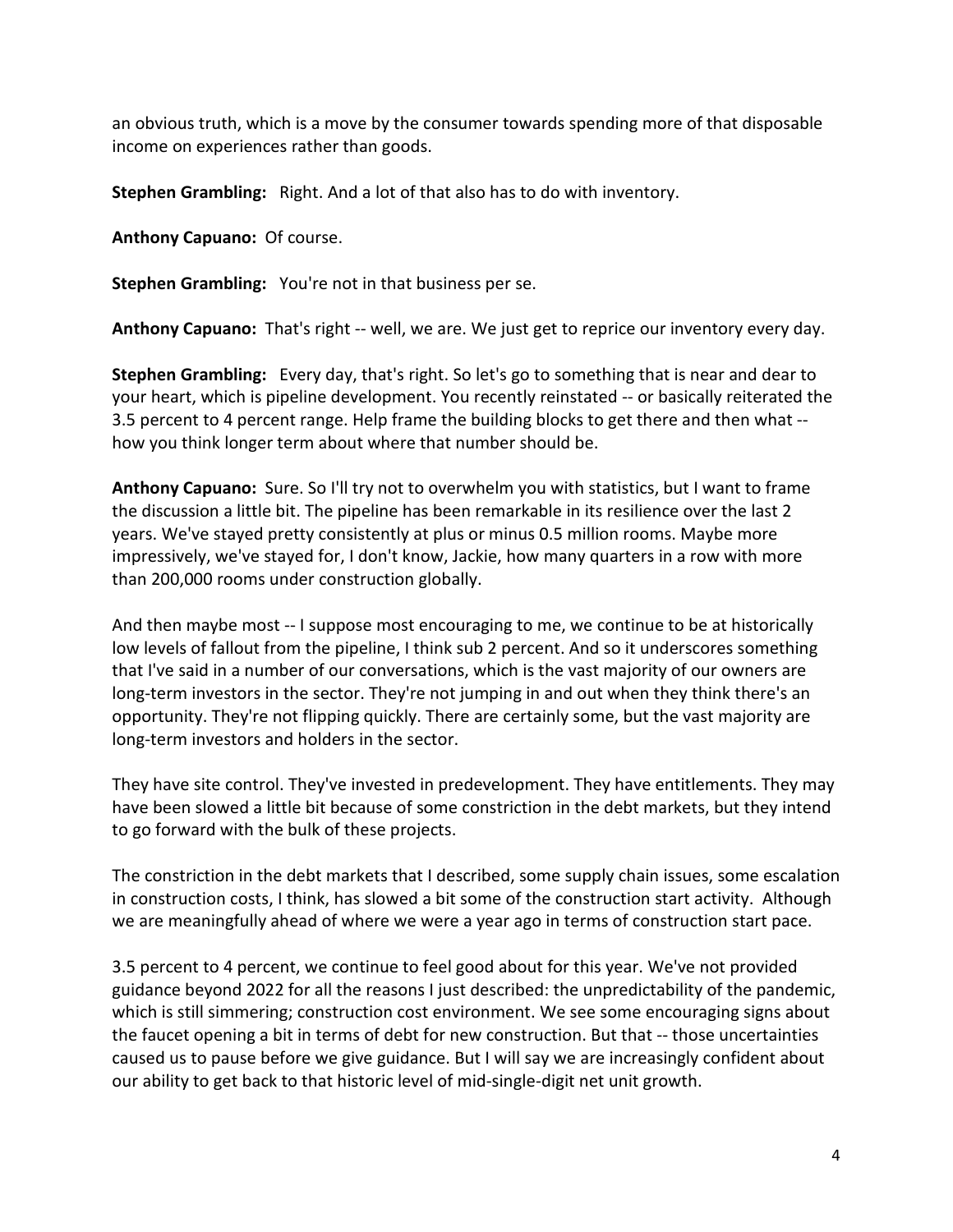an obvious truth, which is a move by the consumer towards spending more of that disposable income on experiences rather than goods.

**Stephen Grambling:** Right. And a lot of that also has to do with inventory.

**Anthony Capuano:** Of course.

**Stephen Grambling:** You're not in that business per se.

**Anthony Capuano:** That's right -- well, we are. We just get to reprice our inventory every day.

**Stephen Grambling:** Every day, that's right. So let's go to something that is near and dear to your heart, which is pipeline development. You recently reinstated -- or basically reiterated the 3.5 percent to 4 percent range. Help frame the building blocks to get there and then what -- how you think longer term about where that number should be.

**Anthony Capuano:** Sure. So I'll try not to overwhelm you with statistics, but I want to frame the discussion a little bit. The pipeline has been remarkable in its resilience over the last 2 years. We've stayed pretty consistently at plus or minus 0.5 million rooms. Maybe more impressively, we've stayed for, I don't know, Jackie, how many quarters in a row with more than 200,000 rooms under construction globally.

And then maybe most -- I suppose most encouraging to me, we continue to be at historically low levels of fallout from the pipeline, I think sub 2 percent. And so it underscores something that I've said in a number of our conversations, which is the vast majority of our owners are long-term investors in the sector. They're not jumping in and out when they think there's an opportunity. They're not flipping quickly. There are certainly some, but the vast majority are long-term investors and holders in the sector.

They have site control. They've invested in predevelopment. They have entitlements. They may have been slowed a little bit because of some constriction in the debt markets, but they intend to go forward with the bulk of these projects.

The constriction in the debt markets that I described, some supply chain issues, some escalation in construction costs, I think, has slowed a bit some of the construction start activity. Although we are meaningfully ahead of where we were a year ago in terms of construction start pace.

3.5 percent to 4 percent, we continue to feel good about for this year. We've not provided guidance beyond 2022 for all the reasons I just described: the unpredictability of the pandemic, which is still simmering; construction cost environment. We see some encouraging signs about the faucet opening a bit in terms of debt for new construction. But that -- those uncertainties caused us to pause before we give guidance. But I will say we are increasingly confident about our ability to get back to that historic level of mid-single-digit net unit growth.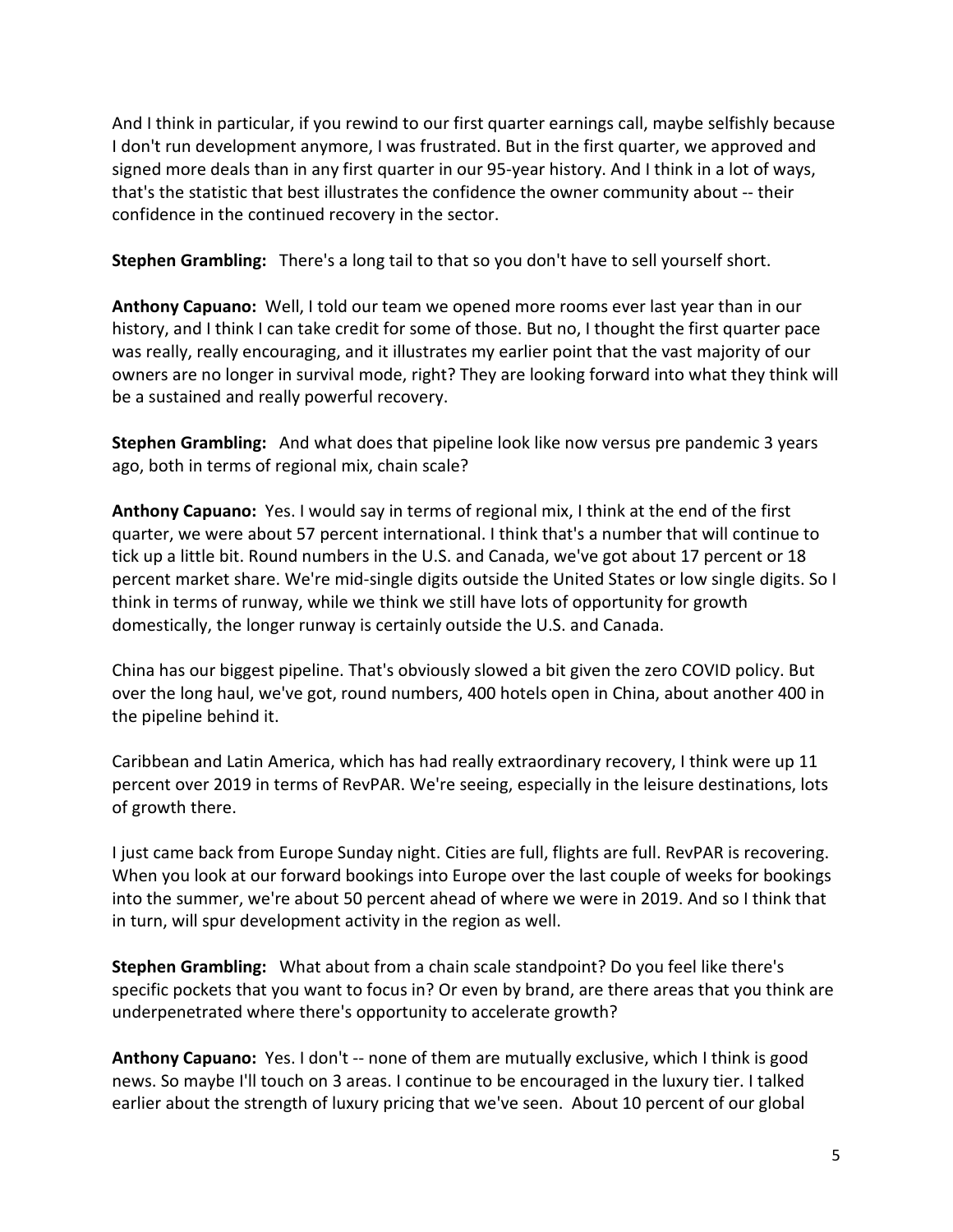And I think in particular, if you rewind to our first quarter earnings call, maybe selfishly because I don't run development anymore, I was frustrated. But in the first quarter, we approved and signed more deals than in any first quarter in our 95-year history. And I think in a lot of ways, that's the statistic that best illustrates the confidence the owner community about -- their confidence in the continued recovery in the sector.

**Stephen Grambling:** There's a long tail to that so you don't have to sell yourself short.

**Anthony Capuano:** Well, I told our team we opened more rooms ever last year than in our history, and I think I can take credit for some of those. But no, I thought the first quarter pace was really, really encouraging, and it illustrates my earlier point that the vast majority of our owners are no longer in survival mode, right? They are looking forward into what they think will be a sustained and really powerful recovery.

**Stephen Grambling:** And what does that pipeline look like now versus pre pandemic 3 years ago, both in terms of regional mix, chain scale?

**Anthony Capuano:** Yes. I would say in terms of regional mix, I think at the end of the first quarter, we were about 57 percent international. I think that's a number that will continue to tick up a little bit. Round numbers in the U.S. and Canada, we've got about 17 percent or 18 percent market share. We're mid-single digits outside the United States or low single digits. So I think in terms of runway, while we think we still have lots of opportunity for growth domestically, the longer runway is certainly outside the U.S. and Canada.

China has our biggest pipeline. That's obviously slowed a bit given the zero COVID policy. But over the long haul, we've got, round numbers, 400 hotels open in China, about another 400 in the pipeline behind it.

Caribbean and Latin America, which has had really extraordinary recovery, I think were up 11 percent over 2019 in terms of RevPAR. We're seeing, especially in the leisure destinations, lots of growth there.

I just came back from Europe Sunday night. Cities are full, flights are full. RevPAR is recovering. When you look at our forward bookings into Europe over the last couple of weeks for bookings into the summer, we're about 50 percent ahead of where we were in 2019. And so I think that in turn, will spur development activity in the region as well.

**Stephen Grambling:** What about from a chain scale standpoint? Do you feel like there's specific pockets that you want to focus in? Or even by brand, are there areas that you think are underpenetrated where there's opportunity to accelerate growth?

**Anthony Capuano:** Yes. I don't -- none of them are mutually exclusive, which I think is good news. So maybe I'll touch on 3 areas. I continue to be encouraged in the luxury tier. I talked earlier about the strength of luxury pricing that we've seen. About 10 percent of our global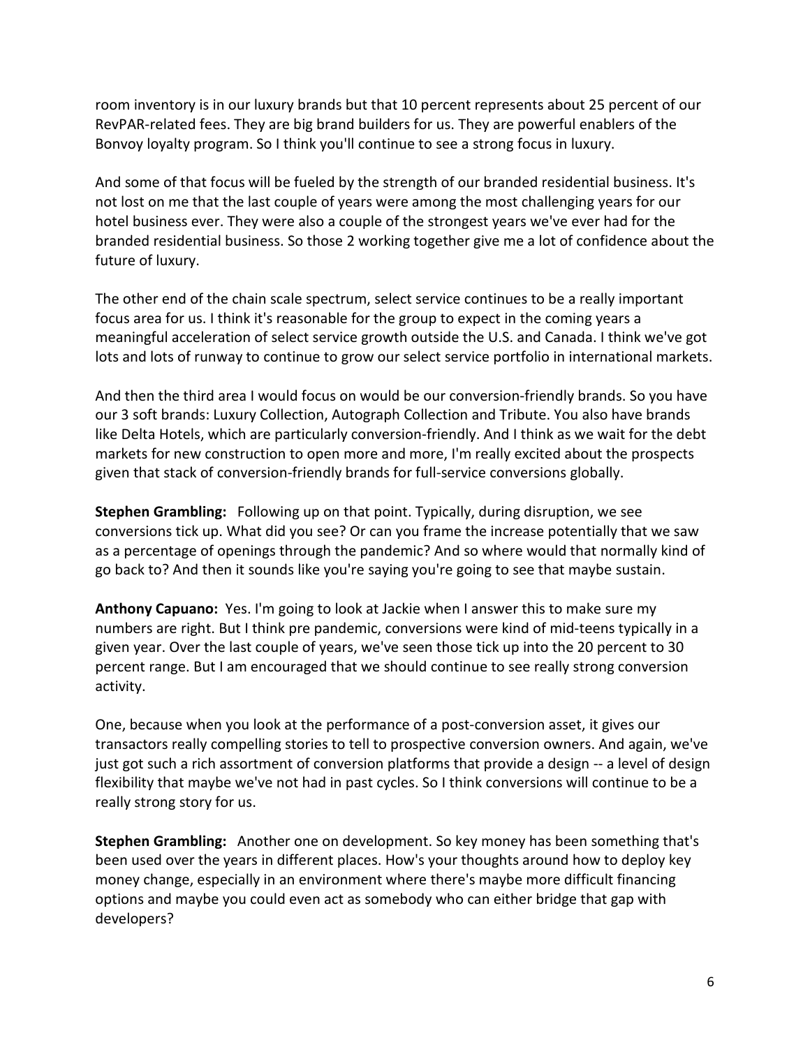room inventory is in our luxury brands but that 10 percent represents about 25 percent of our RevPAR-related fees. They are big brand builders for us. They are powerful enablers of the Bonvoy loyalty program. So I think you'll continue to see a strong focus in luxury.

And some of that focus will be fueled by the strength of our branded residential business. It's not lost on me that the last couple of years were among the most challenging years for our hotel business ever. They were also a couple of the strongest years we've ever had for the branded residential business. So those 2 working together give me a lot of confidence about the future of luxury.

The other end of the chain scale spectrum, select service continues to be a really important focus area for us. I think it's reasonable for the group to expect in the coming years a meaningful acceleration of select service growth outside the U.S. and Canada. I think we've got lots and lots of runway to continue to grow our select service portfolio in international markets.

And then the third area I would focus on would be our conversion-friendly brands. So you have our 3 soft brands: Luxury Collection, Autograph Collection and Tribute. You also have brands like Delta Hotels, which are particularly conversion-friendly. And I think as we wait for the debt markets for new construction to open more and more, I'm really excited about the prospects given that stack of conversion-friendly brands for full-service conversions globally.

**Stephen Grambling:** Following up on that point. Typically, during disruption, we see conversions tick up. What did you see? Or can you frame the increase potentially that we saw as a percentage of openings through the pandemic? And so where would that normally kind of go back to? And then it sounds like you're saying you're going to see that maybe sustain.

**Anthony Capuano:** Yes. I'm going to look at Jackie when I answer this to make sure my numbers are right. But I think pre pandemic, conversions were kind of mid-teens typically in a given year. Over the last couple of years, we've seen those tick up into the 20 percent to 30 percent range. But I am encouraged that we should continue to see really strong conversion activity.

One, because when you look at the performance of a post-conversion asset, it gives our transactors really compelling stories to tell to prospective conversion owners. And again, we've just got such a rich assortment of conversion platforms that provide a design -- a level of design flexibility that maybe we've not had in past cycles. So I think conversions will continue to be a really strong story for us.

**Stephen Grambling:** Another one on development. So key money has been something that's been used over the years in different places. How's your thoughts around how to deploy key money change, especially in an environment where there's maybe more difficult financing options and maybe you could even act as somebody who can either bridge that gap with developers?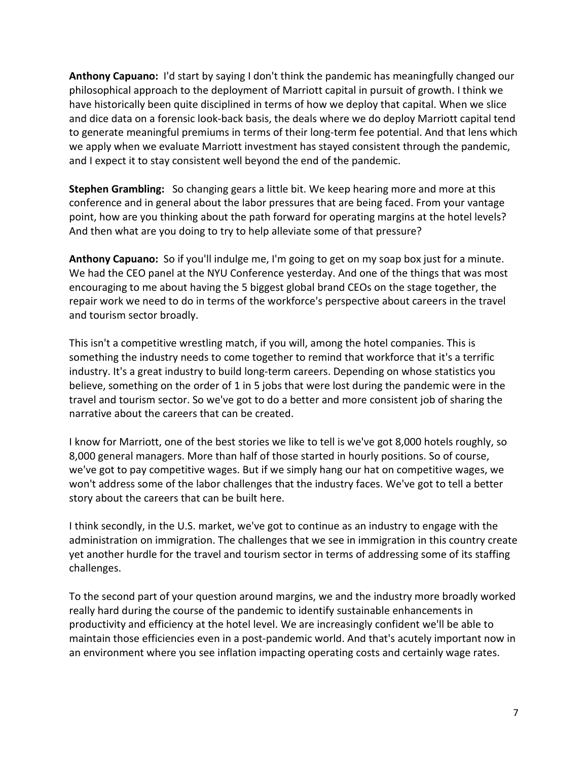**Anthony Capuano:** I'd start by saying I don't think the pandemic has meaningfully changed our philosophical approach to the deployment of Marriott capital in pursuit of growth. I think we have historically been quite disciplined in terms of how we deploy that capital. When we slice and dice data on a forensic look-back basis, the deals where we do deploy Marriott capital tend to generate meaningful premiums in terms of their long-term fee potential. And that lens which we apply when we evaluate Marriott investment has stayed consistent through the pandemic, and I expect it to stay consistent well beyond the end of the pandemic.

**Stephen Grambling:** So changing gears a little bit. We keep hearing more and more at this conference and in general about the labor pressures that are being faced. From your vantage point, how are you thinking about the path forward for operating margins at the hotel levels? And then what are you doing to try to help alleviate some of that pressure?

**Anthony Capuano:** So if you'll indulge me, I'm going to get on my soap box just for a minute. We had the CEO panel at the NYU Conference yesterday. And one of the things that was most encouraging to me about having the 5 biggest global brand CEOs on the stage together, the repair work we need to do in terms of the workforce's perspective about careers in the travel and tourism sector broadly.

This isn't a competitive wrestling match, if you will, among the hotel companies. This is something the industry needs to come together to remind that workforce that it's a terrific industry. It's a great industry to build long-term careers. Depending on whose statistics you believe, something on the order of 1 in 5 jobs that were lost during the pandemic were in the travel and tourism sector. So we've got to do a better and more consistent job of sharing the narrative about the careers that can be created.

I know for Marriott, one of the best stories we like to tell is we've got 8,000 hotels roughly, so 8,000 general managers. More than half of those started in hourly positions. So of course, we've got to pay competitive wages. But if we simply hang our hat on competitive wages, we won't address some of the labor challenges that the industry faces. We've got to tell a better story about the careers that can be built here.

I think secondly, in the U.S. market, we've got to continue as an industry to engage with the administration on immigration. The challenges that we see in immigration in this country create yet another hurdle for the travel and tourism sector in terms of addressing some of its staffing challenges.

To the second part of your question around margins, we and the industry more broadly worked really hard during the course of the pandemic to identify sustainable enhancements in productivity and efficiency at the hotel level. We are increasingly confident we'll be able to maintain those efficiencies even in a post-pandemic world. And that's acutely important now in an environment where you see inflation impacting operating costs and certainly wage rates.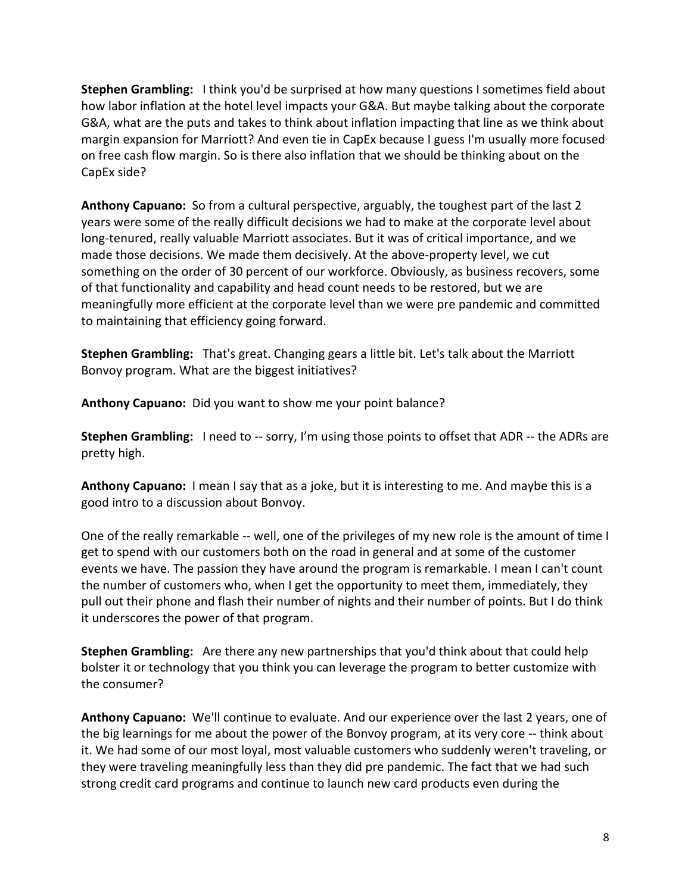**Stephen Grambling:** I think you'd be surprised at how many questions I sometimes field about how labor inflation at the hotel level impacts your G&A. But maybe talking about the corporate G&A, what are the puts and takes to think about inflation impacting that line as we think about margin expansion for Marriott? And even tie in CapEx because I guess I'm usually more focused on free cash flow margin. So is there also inflation that we should be thinking about on the CapEx side?

**Anthony Capuano:** So from a cultural perspective, arguably, the toughest part of the last 2 years were some of the really difficult decisions we had to make at the corporate level about long-tenured, really valuable Marriott associates. But it was of critical importance, and we made those decisions. We made them decisively. At the above-property level, we cut something on the order of 30 percent of our workforce. Obviously, as business recovers, some of that functionality and capability and head count needs to be restored, but we are meaningfully more efficient at the corporate level than we were pre pandemic and committed to maintaining that efficiency going forward.

**Stephen Grambling:** That's great. Changing gears a little bit. Let's talk about the Marriott Bonvoy program. What are the biggest initiatives?

**Anthony Capuano:** Did you want to show me your point balance?

**Stephen Grambling:** I need to -- sorry, I'm using those points to offset that ADR -- the ADRs are pretty high.

**Anthony Capuano:** I mean I say that as a joke, but it is interesting to me. And maybe this is a good intro to a discussion about Bonvoy.

One of the really remarkable -- well, one of the privileges of my new role is the amount of time I get to spend with our customers both on the road in general and at some of the customer events we have. The passion they have around the program is remarkable. I mean I can't count the number of customers who, when I get the opportunity to meet them, immediately, they pull out their phone and flash their number of nights and their number of points. But I do think it underscores the power of that program.

**Stephen Grambling:** Are there any new partnerships that you'd think about that could help bolster it or technology that you think you can leverage the program to better customize with the consumer?

**Anthony Capuano:** We'll continue to evaluate. And our experience over the last 2 years, one of the big learnings for me about the power of the Bonvoy program, at its very core -- think about it. We had some of our most loyal, most valuable customers who suddenly weren't traveling, or they were traveling meaningfully less than they did pre pandemic. The fact that we had such strong credit card programs and continue to launch new card products even during the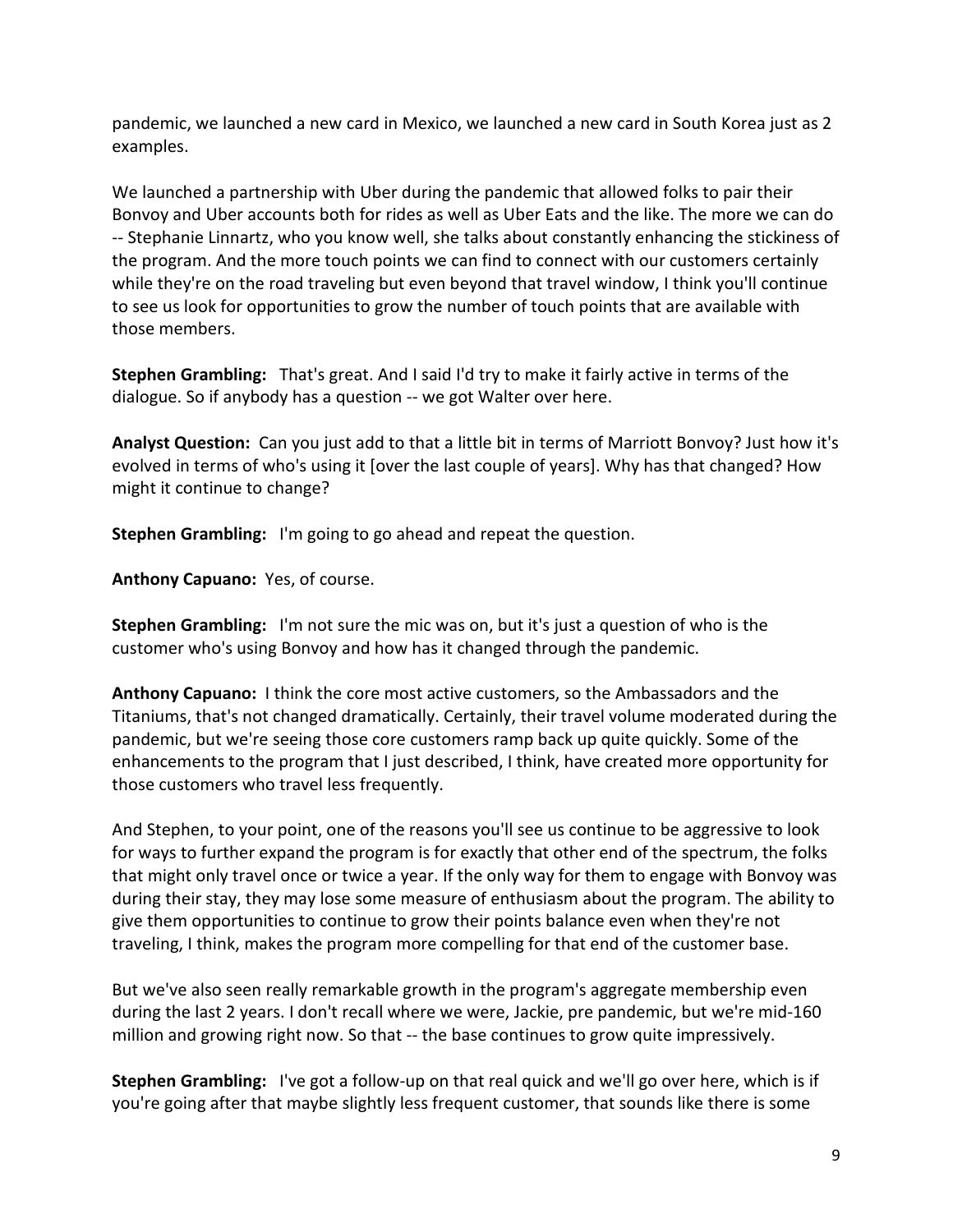pandemic, we launched a new card in Mexico, we launched a new card in South Korea just as 2 examples.

We launched a partnership with Uber during the pandemic that allowed folks to pair their Bonvoy and Uber accounts both for rides as well as Uber Eats and the like. The more we can do -- Stephanie Linnartz, who you know well, she talks about constantly enhancing the stickiness of the program. And the more touch points we can find to connect with our customers certainly while they're on the road traveling but even beyond that travel window, I think you'll continue to see us look for opportunities to grow the number of touch points that are available with those members.

**Stephen Grambling:** That's great. And I said I'd try to make it fairly active in terms of the dialogue. So if anybody has a question -- we got Walter over here.

**Analyst Question:** Can you just add to that a little bit in terms of Marriott Bonvoy? Just how it's evolved in terms of who's using it [over the last couple of years]. Why has that changed? How might it continue to change?

**Stephen Grambling:** I'm going to go ahead and repeat the question.

**Anthony Capuano:** Yes, of course.

**Stephen Grambling:** I'm not sure the mic was on, but it's just a question of who is the customer who's using Bonvoy and how has it changed through the pandemic.

**Anthony Capuano:** I think the core most active customers, so the Ambassadors and the Titaniums, that's not changed dramatically. Certainly, their travel volume moderated during the pandemic, but we're seeing those core customers ramp back up quite quickly. Some of the enhancements to the program that I just described, I think, have created more opportunity for those customers who travel less frequently.

And Stephen, to your point, one of the reasons you'll see us continue to be aggressive to look for ways to further expand the program is for exactly that other end of the spectrum, the folks that might only travel once or twice a year. If the only way for them to engage with Bonvoy was during their stay, they may lose some measure of enthusiasm about the program. The ability to give them opportunities to continue to grow their points balance even when they're not traveling, I think, makes the program more compelling for that end of the customer base.

But we've also seen really remarkable growth in the program's aggregate membership even during the last 2 years. I don't recall where we were, Jackie, pre pandemic, but we're mid-160 million and growing right now. So that -- the base continues to grow quite impressively.

**Stephen Grambling:** I've got a follow-up on that real quick and we'll go over here, which is if you're going after that maybe slightly less frequent customer, that sounds like there is some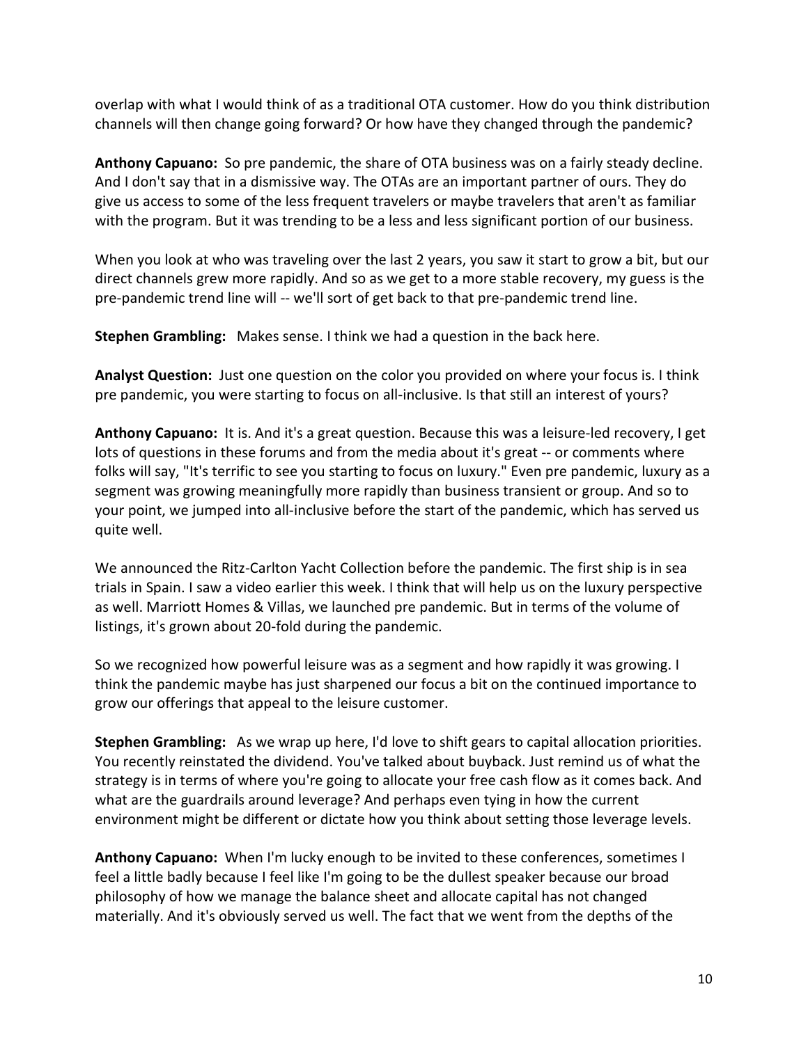overlap with what I would think of as a traditional OTA customer. How do you think distribution channels will then change going forward? Or how have they changed through the pandemic?

**Anthony Capuano:** So pre pandemic, the share of OTA business was on a fairly steady decline. And I don't say that in a dismissive way. The OTAs are an important partner of ours. They do give us access to some of the less frequent travelers or maybe travelers that aren't as familiar with the program. But it was trending to be a less and less significant portion of our business.

When you look at who was traveling over the last 2 years, you saw it start to grow a bit, but our direct channels grew more rapidly. And so as we get to a more stable recovery, my guess is the pre-pandemic trend line will -- we'll sort of get back to that pre-pandemic trend line.

**Stephen Grambling:** Makes sense. I think we had a question in the back here.

**Analyst Question:** Just one question on the color you provided on where your focus is. I think pre pandemic, you were starting to focus on all-inclusive. Is that still an interest of yours?

**Anthony Capuano:** It is. And it's a great question. Because this was a leisure-led recovery, I get lots of questions in these forums and from the media about it's great -- or comments where folks will say, "It's terrific to see you starting to focus on luxury." Even pre pandemic, luxury as a segment was growing meaningfully more rapidly than business transient or group. And so to your point, we jumped into all-inclusive before the start of the pandemic, which has served us quite well.

We announced the Ritz-Carlton Yacht Collection before the pandemic. The first ship is in sea trials in Spain. I saw a video earlier this week. I think that will help us on the luxury perspective as well. Marriott Homes & Villas, we launched pre pandemic. But in terms of the volume of listings, it's grown about 20-fold during the pandemic.

So we recognized how powerful leisure was as a segment and how rapidly it was growing. I think the pandemic maybe has just sharpened our focus a bit on the continued importance to grow our offerings that appeal to the leisure customer.

**Stephen Grambling:** As we wrap up here, I'd love to shift gears to capital allocation priorities. You recently reinstated the dividend. You've talked about buyback. Just remind us of what the strategy is in terms of where you're going to allocate your free cash flow as it comes back. And what are the guardrails around leverage? And perhaps even tying in how the current environment might be different or dictate how you think about setting those leverage levels.

**Anthony Capuano:** When I'm lucky enough to be invited to these conferences, sometimes I feel a little badly because I feel like I'm going to be the dullest speaker because our broad philosophy of how we manage the balance sheet and allocate capital has not changed materially. And it's obviously served us well. The fact that we went from the depths of the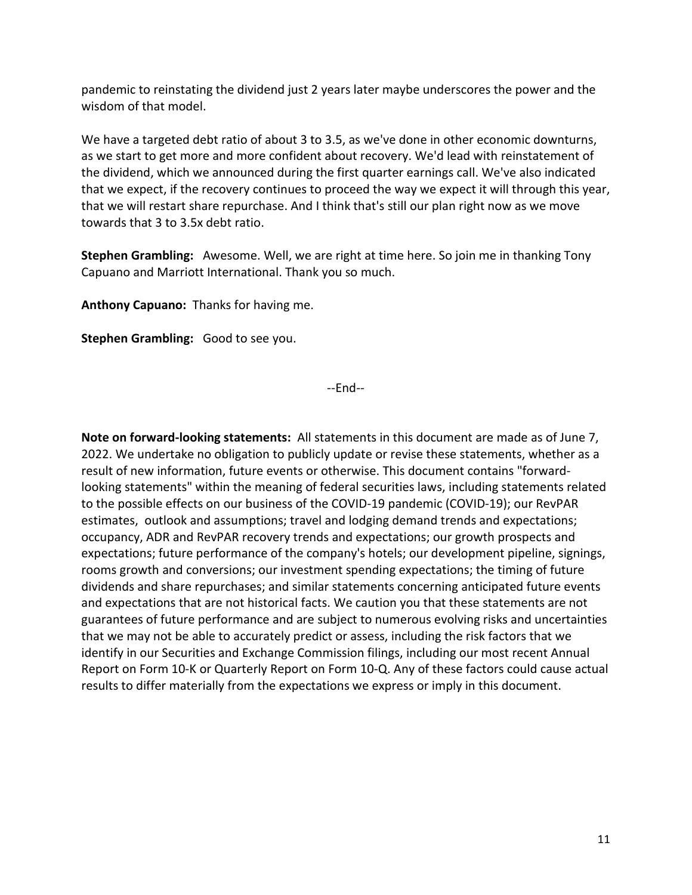pandemic to reinstating the dividend just 2 years later maybe underscores the power and the wisdom of that model.

We have a targeted debt ratio of about 3 to 3.5, as we've done in other economic downturns, as we start to get more and more confident about recovery. We'd lead with reinstatement of the dividend, which we announced during the first quarter earnings call. We've also indicated that we expect, if the recovery continues to proceed the way we expect it will through this year, that we will restart share repurchase. And I think that's still our plan right now as we move towards that 3 to 3.5x debt ratio.

**Stephen Grambling:** Awesome. Well, we are right at time here. So join me in thanking Tony Capuano and Marriott International. Thank you so much.

**Anthony Capuano:** Thanks for having me.

**Stephen Grambling:** Good to see you.

--End--

**Note on forward-looking statements:** All statements in this document are made as of June 7, 2022. We undertake no obligation to publicly update or revise these statements, whether as a result of new information, future events or otherwise. This document contains "forward-looking statements" within the meaning of federal securities laws, including statements related to the possible effects on our business of the COVID-19 pandemic (COVID-19); our RevPAR estimates, outlook and assumptions; travel and lodging demand trends and expectations; occupancy, ADR and RevPAR recovery trends and expectations; our growth prospects and expectations; future performance of the company's hotels; our development pipeline, signings, rooms growth and conversions; our investment spending expectations; the timing of future dividends and share repurchases; and similar statements concerning anticipated future events and expectations that are not historical facts. We caution you that these statements are not guarantees of future performance and are subject to numerous evolving risks and uncertainties that we may not be able to accurately predict or assess, including the risk factors that we identify in our Securities and Exchange Commission filings, including our most recent Annual Report on Form 10-K or Quarterly Report on Form 10-Q. Any of these factors could cause actual results to differ materially from the expectations we express or imply in this document.